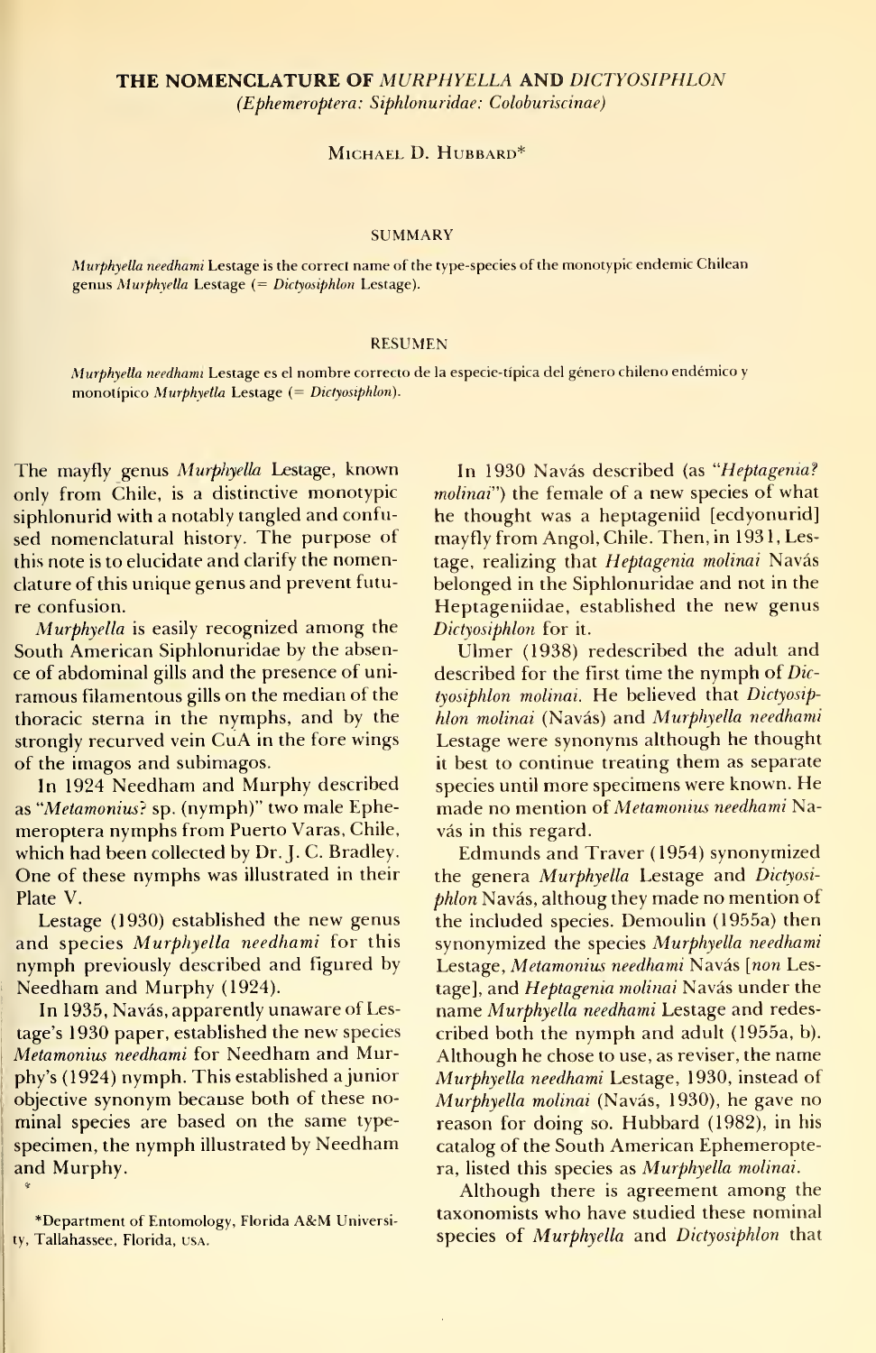# THE NOMENCLATURE OF *MURPHYELLA* AND *DICTYOSIPHLON*

*(Ephemeroptera: Siphlonuridae: Coloburiscinae)*

MICHAEL D. HUBBARD*

## SUMMARY

*Murphyella needhami* Lestage is the correct name of the type-species of the monotypic endemic Chilean genus *Murphyella* Lestage (= *Dictyosiphlon* Lestage).

## RESUMEN

*Murphyella needhami* Lestage es el nombre correcto de la especie-típica del género chileno endémico y monotípico *Murphyella* Lestage (= *Dictyosiphlon*).

The mayfly genus *Murphyella* Lestage, known only from Chile, is a distinctive monotypic siphlonurid with a notably tangled and confused nomenclatural history. The purpose of this note is to elucidate and clarify the nomenclature of this unique genus and prevent future confusion.

*Murphyella* is easily recognized among the South American Siphlonuridae by the absence of abdominal gills and the presence of uniramous filamentous gills on the median of the thoracic sterna in the nymphs, and by the strongly recurved vein CuA in the fore wings of the imagos and subimagos.

In 1924 Needham and Murphy described as "*Metamonius*? sp. (nymph)" two male Ephemeroptera nymphs from Puerto Varas, Chile, which had been collected by Dr. J. C. Bradley. One of these nymphs was illustrated in their Plate V.

Lestage (1930) established the new genus and species *Murphyella needhami* for this nymph previously described and figured by Needham and Murphy (1924).

In 1935, Navás, apparently unaware of Lestage's 1930 paper, established the new species *Metamonius needhami* for Needham and Murphy's (1924) nymph. This established a junior objective synonym because both of these nominal species are based on the same type-specimen, the nymph illustrated by Needham and Murphy.

In 1930 Navás described (as "*Heptagenia*? *molinai*") the female of a new species of what he thought was a heptageniid [ecdyonurid] mayfly from Angol, Chile. Then, in 1931, Lestage, realizing that *Heptagenia molinai* Navás belonged in the Siphlonuridae and not in the Heptageniidae, established the new genus *Dictyosiphlon* for it.

Ulmer (1938) redescribed the adult and described for the first time the nymph of *Dictyosiphlon molinai*. He believed that *Dictyosiphlon molinai* (Navás) and *Murphyella needhami* Lestage were synonyms although he thought it best to continue treating them as separate species until more specimens were known. He made no mention of *Metamonius needhami* Navás in this regard.

Edmunds and Traver (1954) synonymized the genera *Murphyella* Lestage and *Dictyosiphlon* Navás, althoug they made no mention of the included species. Demoulin (1955a) then synonymized the species *Murphyella needhami* Lestage, *Metamonius needhami* Navás [*non* Lestage], and *Heptagenia molinai* Navás under the name *Murphyella needhami* Lestage and redescribed both the nymph and adult (1955a, b). Although he chose to use, as reviser, the name *Murphyella needhami* Lestage, 1930, instead of *Murphyella molinai* (Navás, 1930), he gave no reason for doing so. Hubbard (1982), in his catalog of the South American Ephemeroptera, listed this species as *Murphyella molinai*.

Although there is agreement among the taxonomists who have studied these nominal species of *Murphyella* and *Dictyosiphlon* that

*Department of Entomology, Florida A&M University, Tallahassee, Florida, USA.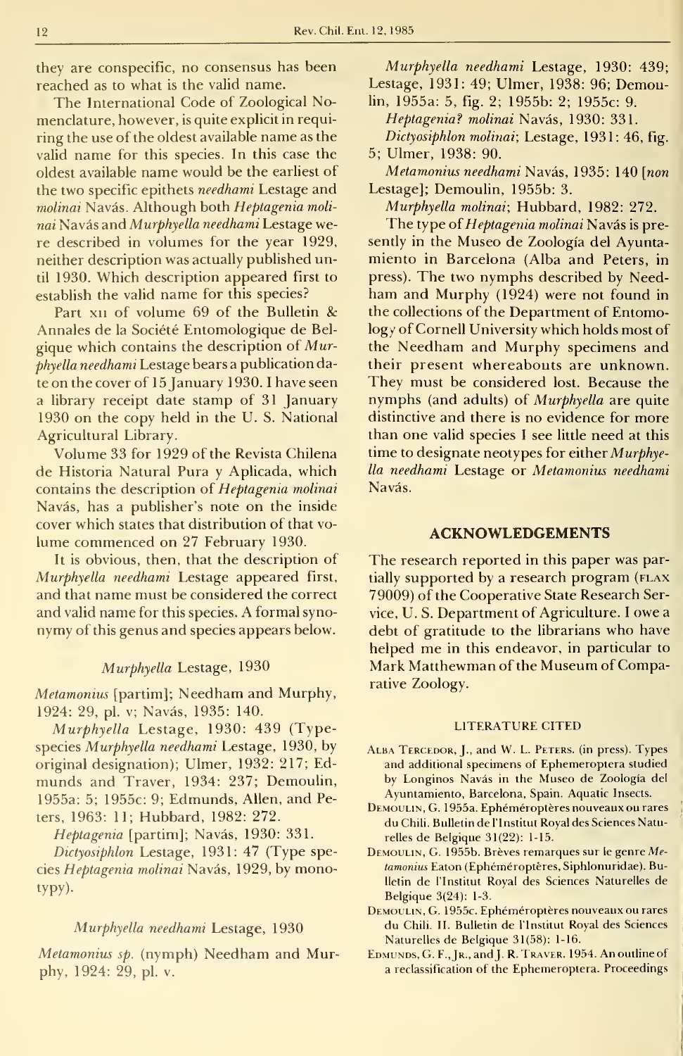they are conspecific, no consensus has been reached as to what is the valid name.

The International Code of Zoological Nomenclature, however, is quite explicit in requiring the use of the oldest available name as the valid name for this species. In this case the oldest available name would be the earliest of the two specific epithets *needhami* Lestage and *molinai* Navás. Although both *Heptagenia molinai* Navás and *Murphyella needhami* Lestage were described in volumes for the year 1929, neither description was actually published until 1930. Which description appeared first to establish the valid name for this species?

Part XII of volume 69 of the Bulletin & Annales de la Société Entomologique de Belgique which contains the description of *Murphyella needhami* Lestage bears a publication date on the cover of 15 January 1930. I have seen a library receipt date stamp of 31 January 1930 on the copy held in the U. S. National Agricultural Library.

Volume 33 for 1929 of the Revista Chilena de Historia Natural Pura y Aplicada, which contains the description of *Heptagenia molinai* Navás, has a publisher's note on the inside cover which states that distribution of that volume commenced on 27 February 1930.

It is obvious, then, that the description of *Murphyella needhami* Lestage appeared first, and that name must be considered the correct and valid name for this species. A formal synonymy of this genus and species appears below.

### *Murphyella* Lestage, 1930

*Metamonius* [partim]; Needham and Murphy, 1924: 29, pl. v; Navás, 1935: 140.

*Murphyella* Lestage, 1930: 439 (Type-species *Murphyella needhami* Lestage, 1930, by original designation); Ulmer, 1932: 217; Edmunds and Traver, 1934: 237; Demoulin, 1955a: 5; 1955c: 9; Edmunds, Allen, and Peters, 1963: 11; Hubbard, 1982: 272.

*Heptagenia* [partim]; Navás, 1930: 331.

*Dictyosiphlon* Lestage, 1931: 47 (Type species *Heptagenia molinai* Navás, 1929, by monotypy).

### *Murphyella needhami* Lestage, 1930

*Metamonius sp.* (nymph) Needham and Murphy, 1924: 29, pl. v.

*Murphyella needhami* Lestage, 1930: 439; Lestage, 1931: 49; Ulmer, 1938: 96; Demoulin, 1955a: 5, fig. 2; 1955b: 2; 1955c: 9.

*Heptagenia? molinai* Navás, 1930: 331.

*Dictyosiphlon molinai*; Lestage, 1931: 46, fig. 5; Ulmer, 1938: 90.

*Metamonius needhami* Navás, 1935: 140 [*non* Lestage]; Demoulin, 1955b: 3.

*Murphyella molinai*; Hubbard, 1982: 272.

The type of *Heptagenia molinai* Navás is presently in the Museo de Zoología del Ayuntamiento in Barcelona (Alba and Peters, in press). The two nymphs described by Needham and Murphy (1924) were not found in the collections of the Department of Entomology of Cornell University which holds most of the Needham and Murphy specimens and their present whereabouts are unknown. They must be considered lost. Because the nymphs (and adults) of *Murphyella* are quite distinctive and there is no evidence for more than one valid species I see little need at this time to designate neotypes for either *Murphyella needhami* Lestage or *Metamonius needhami* Navás.

## ACKNOWLEDGEMENTS

The research reported in this paper was partially supported by a research program (FLAX 79009) of the Cooperative State Research Service, U. S. Department of Agriculture. I owe a debt of gratitude to the librarians who have helped me in this endeavor, in particular to Mark Matthewman of the Museum of Comparative Zoology.

## LITERATURE CITED

ALBA TERCEDOR, J., and W. L. PETERS. (in press). Types and additional specimens of Ephemeroptera studied by Longinos Navás in the Museo de Zoología del Ayuntamiento, Barcelona, Spain. Aquatic Insects.

DEMOULIN, G. 1955a. Ephéméroptères nouveaux ou rares du Chili. Bulletin de l'Institut Royal des Sciences Naturelles de Belgique 31(22): 1-15.

DEMOULIN, G. 1955b. Brèves remarques sur le genre *Metamonius* Eaton (Ephéméroptères, Siphlonuridae). Bulletin de l'Institut Royal des Sciences Naturelles de Belgique 3(24): 1-3.

DEMOULIN, G. 1955c. Ephéméroptères nouveaux ou rares du Chili. II. Bulletin de l'Institut Royal des Sciences Naturelles de Belgique 31(58): 1-16.

EDMUNDS, G. F., JR., and J. R. TRAVER. 1954. An outline of a reclassification of the Ephemeroptera. Proceedings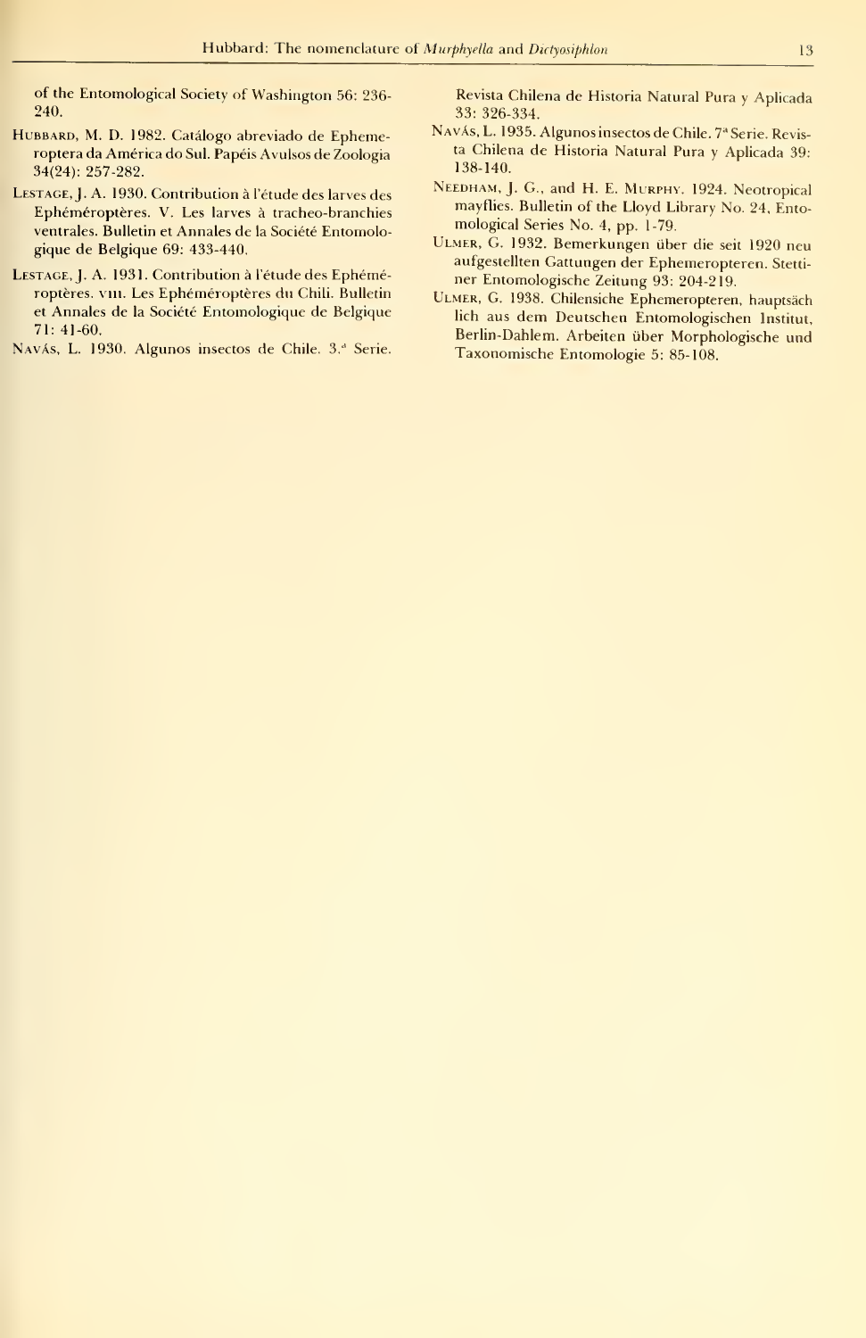of the Entomological Society of Washington 56: 236-240.

Hubbard, M. D. 1982. Catálogo abreviado de Ephemeroptera da América do Sul. Papéis Avulsos de Zoologia 34(24): 257-282.

Lestage, J. A. 1930. Contribution à l'étude des larves des Ephéméroptères. V. Les larves à tracheo-branchies ventrales. Bulletin et Annales de la Société Entomologique de Belgique 69: 433-440.

Lestage, J. A. 1931. Contribution à l'étude des Ephéméroptères. VIII. Les Ephéméroptères du Chili. Bulletin et Annales de la Société Entomologique de Belgique 71: 41-60.

Navás, L. 1930. Algunos insectos de Chile. 3.ª Serie. Revista Chilena de Historia Natural Pura y Aplicada 33: 326-334.

Navás, L. 1935. Algunos insectos de Chile. 7ª Serie. Revista Chilena de Historia Natural Pura y Aplicada 39: 138-140.

Needham, J. G., and H. E. Murphy. 1924. Neotropical mayflies. Bulletin of the Lloyd Library No. 24, Entomological Series No. 4, pp. 1-79.

Ulmer, G. 1932. Bemerkungen über die seit 1920 neu aufgestellten Gattungen der Ephemeropteren. Stettiner Entomologische Zeitung 93: 204-219.

Ulmer, G. 1938. Chilensiche Ephemeropteren, hauptsächlich aus dem Deutschen Entomologischen Institut, Berlin-Dahlem. Arbeiten über Morphologische und Taxonomische Entomologie 5: 85-108.